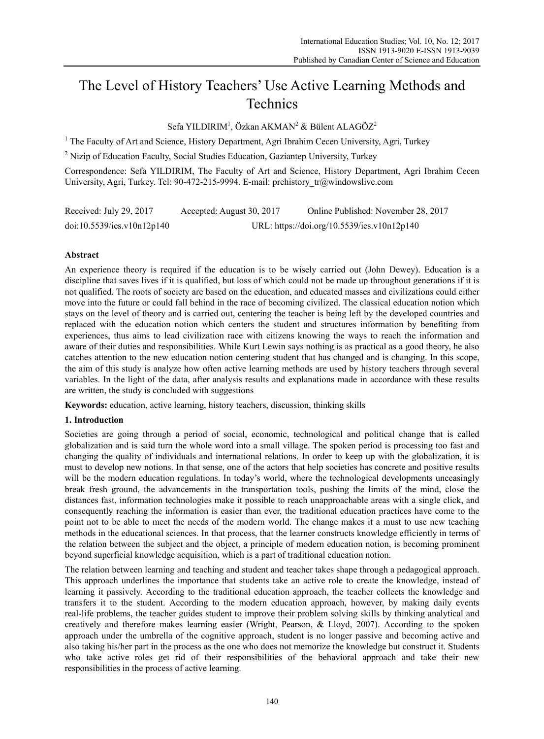# The Level of History Teachers' Use Active Learning Methods and Technics

Sefa YILDIRIM[1], Özkan AKMAN[2] & Bülent ALAGÖZ[2]

[1] The Faculty of Art and Science, History Department, Agri Ibrahim Cecen University, Agri, Turkey

[2] Nizip of Education Faculty, Social Studies Education, Gaziantep University, Turkey

Correspondence: Sefa YILDIRIM, The Faculty of Art and Science, History Department, Agri Ibrahim Cecen University, Agri, Turkey. Tel: 90-472-215-9994. E-mail: prehistory_tr@windowslive.com

Received: July 29, 2017 Accepted: August 30, 2017 Online Published: November 28, 2017

doi:10.5539/ies.v10n12p140 URL: https://doi.org/10.5539/ies.v10n12p140

## Abstract

An experience theory is required if the education is to be wisely carried out (John Dewey). Education is a discipline that saves lives if it is qualified, but loss of which could not be made up throughout generations if it is not qualified. The roots of society are based on the education, and educated masses and civilizations could either move into the future or could fall behind in the race of becoming civilized. The classical education notion which stays on the level of theory and is carried out, centering the teacher is being left by the developed countries and replaced with the education notion which centers the student and structures information by benefiting from experiences, thus aims to lead civilization race with citizens knowing the ways to reach the information and aware of their duties and responsibilities. While Kurt Lewin says nothing is as practical as a good theory, he also catches attention to the new education notion centering student that has changed and is changing. In this scope, the aim of this study is analyze how often active learning methods are used by history teachers through several variables. In the light of the data, after analysis results and explanations made in accordance with these results are written, the study is concluded with suggestions

**Keywords:** education, active learning, history teachers, discussion, thinking skills

## 1. Introduction

Societies are going through a period of social, economic, technological and political change that is called globalization and is said turn the whole word into a small village. The spoken period is processing too fast and changing the quality of individuals and international relations. In order to keep up with the globalization, it is must to develop new notions. In that sense, one of the actors that help societies has concrete and positive results will be the modern education regulations. In today's world, where the technological developments unceasingly break fresh ground, the advancements in the transportation tools, pushing the limits of the mind, close the distances fast, information technologies make it possible to reach unapproachable areas with a single click, and consequently reaching the information is easier than ever, the traditional education practices have come to the point not to be able to meet the needs of the modern world. The change makes it a must to use new teaching methods in the educational sciences. In that process, that the learner constructs knowledge efficiently in terms of the relation between the subject and the object, a principle of modern education notion, is becoming prominent beyond superficial knowledge acquisition, which is a part of traditional education notion.

The relation between learning and teaching and student and teacher takes shape through a pedagogical approach. This approach underlines the importance that students take an active role to create the knowledge, instead of learning it passively. According to the traditional education approach, the teacher collects the knowledge and transfers it to the student. According to the modern education approach, however, by making daily events real-life problems, the teacher guides student to improve their problem solving skills by thinking analytical and creatively and therefore makes learning easier (Wright, Pearson, & Lloyd, 2007). According to the spoken approach under the umbrella of the cognitive approach, student is no longer passive and becoming active and also taking his/her part in the process as the one who does not memorize the knowledge but construct it. Students who take active roles get rid of their responsibilities of the behavioral approach and take their new responsibilities in the process of active learning.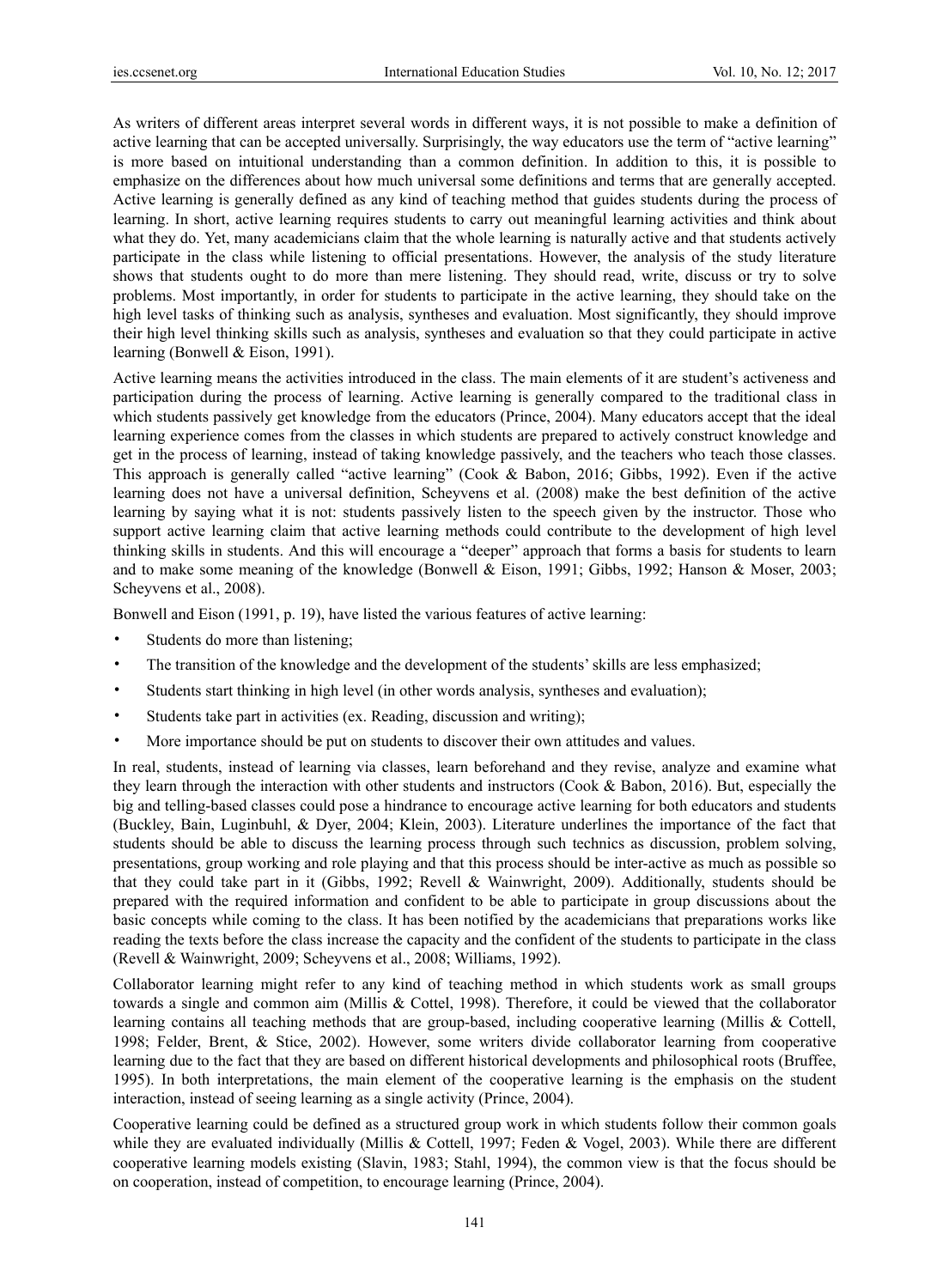As writers of different areas interpret several words in different ways, it is not possible to make a definition of active learning that can be accepted universally. Surprisingly, the way educators use the term of "active learning" is more based on intuitional understanding than a common definition. In addition to this, it is possible to emphasize on the differences about how much universal some definitions and terms that are generally accepted. Active learning is generally defined as any kind of teaching method that guides students during the process of learning. In short, active learning requires students to carry out meaningful learning activities and think about what they do. Yet, many academicians claim that the whole learning is naturally active and that students actively participate in the class while listening to official presentations. However, the analysis of the study literature shows that students ought to do more than mere listening. They should read, write, discuss or try to solve problems. Most importantly, in order for students to participate in the active learning, they should take on the high level tasks of thinking such as analysis, syntheses and evaluation. Most significantly, they should improve their high level thinking skills such as analysis, syntheses and evaluation so that they could participate in active learning (Bonwell & Eison, 1991).

Active learning means the activities introduced in the class. The main elements of it are student's activeness and participation during the process of learning. Active learning is generally compared to the traditional class in which students passively get knowledge from the educators (Prince, 2004). Many educators accept that the ideal learning experience comes from the classes in which students are prepared to actively construct knowledge and get in the process of learning, instead of taking knowledge passively, and the teachers who teach those classes. This approach is generally called "active learning" (Cook & Babon, 2016; Gibbs, 1992). Even if the active learning does not have a universal definition, Scheyvens et al. (2008) make the best definition of the active learning by saying what it is not: students passively listen to the speech given by the instructor. Those who support active learning claim that active learning methods could contribute to the development of high level thinking skills in students. And this will encourage a "deeper" approach that forms a basis for students to learn and to make some meaning of the knowledge (Bonwell & Eison, 1991; Gibbs, 1992; Hanson & Moser, 2003; Scheyvens et al., 2008).

Bonwell and Eison (1991, p. 19), have listed the various features of active learning:

- Students do more than listening;
- The transition of the knowledge and the development of the students' skills are less emphasized;
- Students start thinking in high level (in other words analysis, syntheses and evaluation);
- Students take part in activities (ex. Reading, discussion and writing);
- More importance should be put on students to discover their own attitudes and values.

In real, students, instead of learning via classes, learn beforehand and they revise, analyze and examine what they learn through the interaction with other students and instructors (Cook & Babon, 2016). But, especially the big and telling-based classes could pose a hindrance to encourage active learning for both educators and students (Buckley, Bain, Luginbuhl, & Dyer, 2004; Klein, 2003). Literature underlines the importance of the fact that students should be able to discuss the learning process through such technics as discussion, problem solving, presentations, group working and role playing and that this process should be inter-active as much as possible so that they could take part in it (Gibbs, 1992; Revell & Wainwright, 2009). Additionally, students should be prepared with the required information and confident to be able to participate in group discussions about the basic concepts while coming to the class. It has been notified by the academicians that preparations works like reading the texts before the class increase the capacity and the confident of the students to participate in the class (Revell & Wainwright, 2009; Scheyvens et al., 2008; Williams, 1992).

Collaborator learning might refer to any kind of teaching method in which students work as small groups towards a single and common aim (Millis & Cottel, 1998). Therefore, it could be viewed that the collaborator learning contains all teaching methods that are group-based, including cooperative learning (Millis & Cottell, 1998; Felder, Brent, & Stice, 2002). However, some writers divide collaborator learning from cooperative learning due to the fact that they are based on different historical developments and philosophical roots (Bruffee, 1995). In both interpretations, the main element of the cooperative learning is the emphasis on the student interaction, instead of seeing learning as a single activity (Prince, 2004).

Cooperative learning could be defined as a structured group work in which students follow their common goals while they are evaluated individually (Millis & Cottell, 1997; Feden & Vogel, 2003). While there are different cooperative learning models existing (Slavin, 1983; Stahl, 1994), the common view is that the focus should be on cooperation, instead of competition, to encourage learning (Prince, 2004).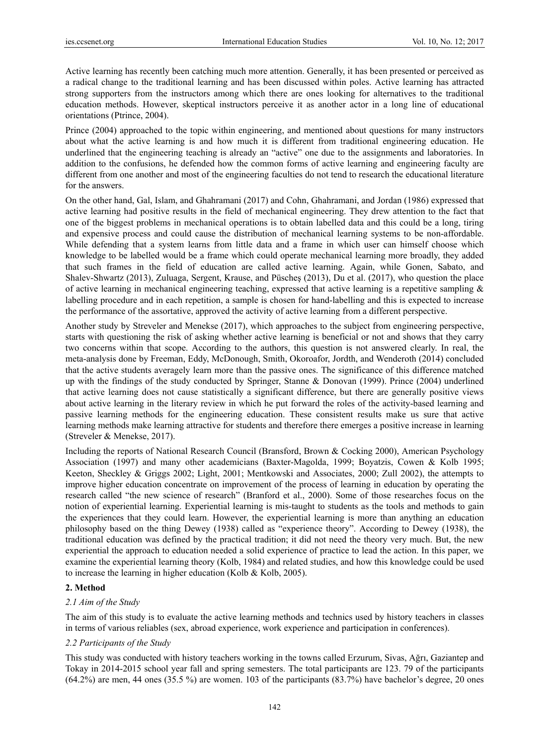Active learning has recently been catching much more attention. Generally, it has been presented or perceived as a radical change to the traditional learning and has been discussed within poles. Active learning has attracted strong supporters from the instructors among which there are ones looking for alternatives to the traditional education methods. However, skeptical instructors perceive it as another actor in a long line of educational orientations (Ptrince, 2004).

Prince (2004) approached to the topic within engineering, and mentioned about questions for many instructors about what the active learning is and how much it is different from traditional engineering education. He underlined that the engineering teaching is already an "active" one due to the assignments and laboratories. In addition to the confusions, he defended how the common forms of active learning and engineering faculty are different from one another and most of the engineering faculties do not tend to research the educational literature for the answers.

On the other hand, Gal, Islam, and Ghahramani (2017) and Cohn, Ghahramani, and Jordan (1986) expressed that active learning had positive results in the field of mechanical engineering. They drew attention to the fact that one of the biggest problems in mechanical operations is to obtain labelled data and this could be a long, tiring and expensive process and could cause the distribution of mechanical learning systems to be non-affordable. While defending that a system learns from little data and a frame in which user can himself choose which knowledge to be labelled would be a frame which could operate mechanical learning more broadly, they added that such frames in the field of education are called active learning. Again, while Gonen, Sabato, and Shalev-Shwartz (2013), Zuluaga, Sergent, Krause, and Püscheş (2013), Du et al. (2017), who question the place of active learning in mechanical engineering teaching, expressed that active learning is a repetitive sampling & labelling procedure and in each repetition, a sample is chosen for hand-labelling and this is expected to increase the performance of the assortative, approved the activity of active learning from a different perspective.

Another study by Streveler and Menekse (2017), which approaches to the subject from engineering perspective, starts with questioning the risk of asking whether active learning is beneficial or not and shows that they carry two concerns within that scope. According to the authors, this question is not answered clearly. In real, the meta-analysis done by Freeman, Eddy, McDonough, Smith, Okoroafor, Jordth, and Wenderoth (2014) concluded that the active students averagely learn more than the passive ones. The significance of this difference matched up with the findings of the study conducted by Springer, Stanne & Donovan (1999). Prince (2004) underlined that active learning does not cause statistically a significant difference, but there are generally positive views about active learning in the literary review in which he put forward the roles of the activity-based learning and passive learning methods for the engineering education. These consistent results make us sure that active learning methods make learning attractive for students and therefore there emerges a positive increase in learning (Streveler & Menekse, 2017).

Including the reports of National Research Council (Bransford, Brown & Cocking 2000), American Psychology Association (1997) and many other academicians (Baxter-Magolda, 1999; Boyatzis, Cowen & Kolb 1995; Keeton, Sheckley & Griggs 2002; Light, 2001; Mentkowski and Associates, 2000; Zull 2002), the attempts to improve higher education concentrate on improvement of the process of learning in education by operating the research called "the new science of research" (Branford et al., 2000). Some of those researches focus on the notion of experiential learning. Experiential learning is mis-taught to students as the tools and methods to gain the experiences that they could learn. However, the experiential learning is more than anything an education philosophy based on the thing Dewey (1938) called as "experience theory". According to Dewey (1938), the traditional education was defined by the practical tradition; it did not need the theory very much. But, the new experiential the approach to education needed a solid experience of practice to lead the action. In this paper, we examine the experiential learning theory (Kolb, 1984) and related studies, and how this knowledge could be used to increase the learning in higher education (Kolb & Kolb, 2005).

## 2. Method

### 2.1 Aim of the Study

The aim of this study is to evaluate the active learning methods and technics used by history teachers in classes in terms of various reliables (sex, abroad experience, work experience and participation in conferences).

### 2.2 Participants of the Study

This study was conducted with history teachers working in the towns called Erzurum, Sivas, Ağrı, Gaziantep and Tokay in 2014-2015 school year fall and spring semesters. The total participants are 123. 79 of the participants (64.2%) are men, 44 ones (35.5 %) are women. 103 of the participants (83.7%) have bachelor's degree, 20 ones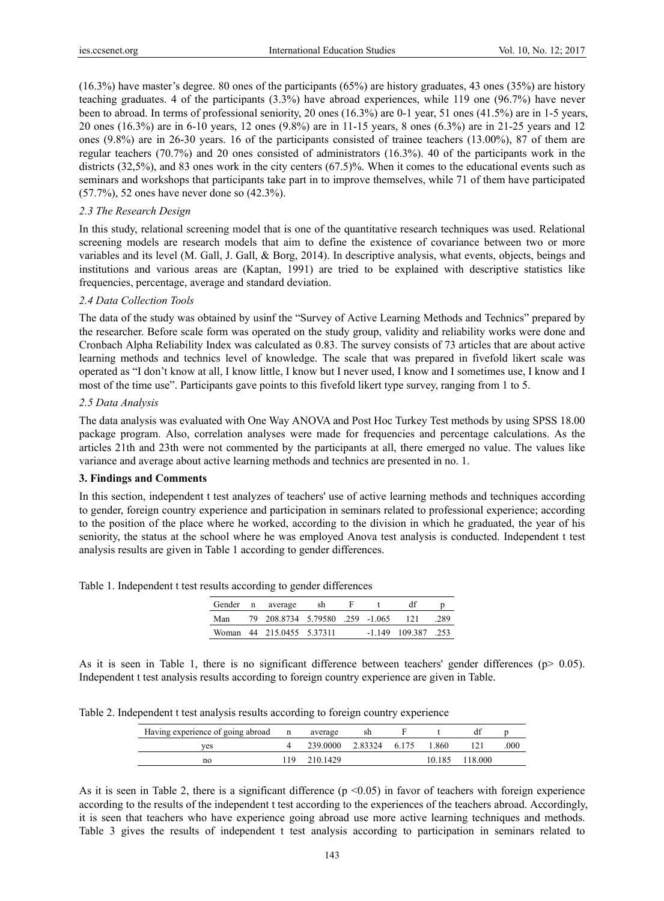(16.3%) have master's degree. 80 ones of the participants (65%) are history graduates, 43 ones (35%) are history teaching graduates. 4 of the participants (3.3%) have abroad experiences, while 119 one (96.7%) have never been to abroad. In terms of professional seniority, 20 ones (16.3%) are 0-1 year, 51 ones (41.5%) are in 1-5 years, 20 ones (16.3%) are in 6-10 years, 12 ones (9.8%) are in 11-15 years, 8 ones (6.3%) are in 21-25 years and 12 ones (9.8%) are in 26-30 years. 16 of the participants consisted of trainee teachers (13.00%), 87 of them are regular teachers (70.7%) and 20 ones consisted of administrators (16.3%). 40 of the participants work in the districts (32,5%), and 83 ones work in the city centers (67.5)%. When it comes to the educational events such as seminars and workshops that participants take part in to improve themselves, while 71 of them have participated (57.7%), 52 ones have never done so (42.3%).

### *2.3 The Research Design*

In this study, relational screening model that is one of the quantitative research techniques was used. Relational screening models are research models that aim to define the existence of covariance between two or more variables and its level (M. Gall, J. Gall, & Borg, 2014). In descriptive analysis, what events, objects, beings and institutions and various areas are (Kaptan, 1991) are tried to be explained with descriptive statistics like frequencies, percentage, average and standard deviation.

### *2.4 Data Collection Tools*

The data of the study was obtained by usinf the "Survey of Active Learning Methods and Technics" prepared by the researcher. Before scale form was operated on the study group, validity and reliability works were done and Cronbach Alpha Reliability Index was calculated as 0.83. The survey consists of 73 articles that are about active learning methods and technics level of knowledge. The scale that was prepared in fivefold likert scale was operated as "I don't know at all, I know little, I know but I never used, I know and I sometimes use, I know and I most of the time use". Participants gave points to this fivefold likert type survey, ranging from 1 to 5.

### *2.5 Data Analysis*

The data analysis was evaluated with One Way ANOVA and Post Hoc Turkey Test methods by using SPSS 18.00 package program. Also, correlation analyses were made for frequencies and percentage calculations. As the articles 21th and 23th were not commented by the participants at all, there emerged no value. The values like variance and average about active learning methods and technics are presented in no. 1.

## **3. Findings and Comments**

In this section, independent t test analyzes of teachers' use of active learning methods and techniques according to gender, foreign country experience and participation in seminars related to professional experience; according to the position of the place where he worked, according to the division in which he graduated, the year of his seniority, the status at the school where he was employed Anova test analysis is conducted. Independent t test analysis results are given in Table 1 according to gender differences.

Table 1. Independent t test results according to gender differences

| Gender | n | average | sh | F | t | df | p |
|---|---|---|---|---|---|---|---|
| Man | 79 | 208.8734 | 5.79580 | .259 | -1.065 | 121 | .289 |
| Woman | 44 | 215.0455 | 5.37311 | | -1.149 | 109.387 | .253 |

As it is seen in Table 1, there is no significant difference between teachers' gender differences ($p > 0.05$). Independent t test analysis results according to foreign country experience are given in Table.

Table 2. Independent t test analysis results according to foreign country experience

| Having experience of going abroad | n | average | sh | F | t | df | p |
|---|---|---|---|---|---|---|---|
| yes | 4 | 239.0000 | 2.83324 | 6.175 | 1.860 | 121 | .000 |
| no | 119 | 210.1429 | | | 10.185 | 118.000 | |

As it is seen in Table 2, there is a significant difference ($p < 0.05$) in favor of teachers with foreign experience according to the results of the independent t test according to the experiences of the teachers abroad. Accordingly, it is seen that teachers who have experience going abroad use more active learning techniques and methods. Table 3 gives the results of independent t test analysis according to participation in seminars related to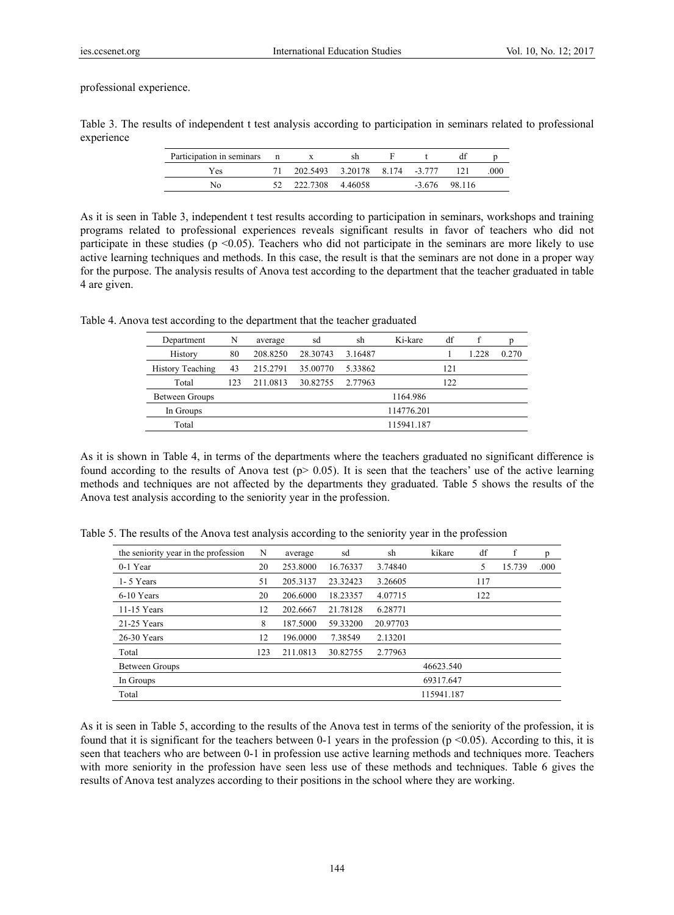professional experience.

Table 3. The results of independent t test analysis according to participation in seminars related to professional experience

| Participation in seminars | n | x | sh | F | t | df | p |
|---|---|---|---|---|---|---|---|
| Yes | 71 | 202.5493 | 3.20178 | 8.174 | -3.777 | 121 | .000 |
| No | 52 | 222.7308 | 4.46058 | | -3.676 | 98.116 | |

As it is seen in Table 3, independent t test results according to participation in seminars, workshops and training programs related to professional experiences reveals significant results in favor of teachers who did not participate in these studies ($p < 0.05$). Teachers who did not participate in the seminars are more likely to use active learning techniques and methods. In this case, the result is that the seminars are not done in a proper way for the purpose. The analysis results of Anova test according to the department that the teacher graduated in table 4 are given.

Table 4. Anova test according to the department that the teacher graduated

| Department | N | average | sd | sh | Ki-kare | df | f | p |
|---|---|---|---|---|---|---|---|---|
| History | 80 | 208.8250 | 28.30743 | 3.16487 | | 1 | 1.228 | 0.270 |
| History Teaching | 43 | 215.2791 | 35.00770 | 5.33862 | | 121 | | |
| Total | 123 | 211.0813 | 30.82755 | 2.77963 | | 122 | | |
| Between Groups | | | | | 1164.986 | | | |
| In Groups | | | | | 114776.201 | | | |
| Total | | | | | 115941.187 | | | |

As it is shown in Table 4, in terms of the departments where the teachers graduated no significant difference is found according to the results of Anova test ($p > 0.05$). It is seen that the teachers' use of the active learning methods and techniques are not affected by the departments they graduated. Table 5 shows the results of the Anova test analysis according to the seniority year in the profession.

Table 5. The results of the Anova test analysis according to the seniority year in the profession

| the seniority year in the profession | N | average | sd | sh | kikare | df | f | p |
|---|---|---|---|---|---|---|---|---|
| 0-1 Year | 20 | 253.8000 | 16.76337 | 3.74840 | | 5 | 15.739 | .000 |
| 1- 5 Years | 51 | 205.3137 | 23.32423 | 3.26605 | | 117 | | |
| 6-10 Years | 20 | 206.6000 | 18.23357 | 4.07715 | | 122 | | |
| 11-15 Years | 12 | 202.6667 | 21.78128 | 6.28771 | | | | |
| 21-25 Years | 8 | 187.5000 | 59.33200 | 20.97703 | | | | |
| 26-30 Years | 12 | 196.0000 | 7.38549 | 2.13201 | | | | |
| Total | 123 | 211.0813 | 30.82755 | 2.77963 | | | | |
| Between Groups | | | | | 46623.540 | | | |
| In Groups | | | | | 69317.647 | | | |
| Total | | | | | 115941.187 | | | |

As it is seen in Table 5, according to the results of the Anova test in terms of the seniority of the profession, it is found that it is significant for the teachers between 0-1 years in the profession ($p < 0.05$). According to this, it is seen that teachers who are between 0-1 in profession use active learning methods and techniques more. Teachers with more seniority in the profession have seen less use of these methods and techniques. Table 6 gives the results of Anova test analyzes according to their positions in the school where they are working.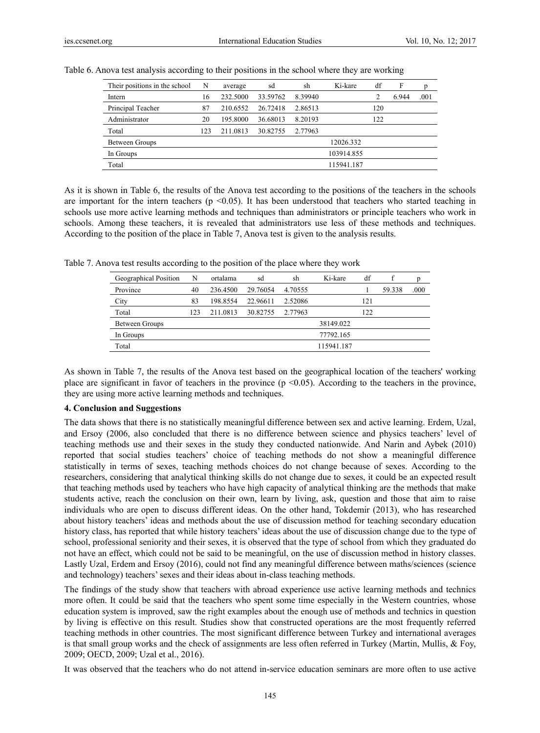Table 6. Anova test analysis according to their positions in the school where they are working

| Their positions in the school | N | average | sd | sh | Ki-kare | df | F | p |
|---|---|---|---|---|---|---|---|---|
| Intern | 16 | 232.5000 | 33.59762 | 8.39940 | | 2 | 6.944 | .001 |
| Principal Teacher | 87 | 210.6552 | 26.72418 | 2.86513 | | 120 | | |
| Administrator | 20 | 195.8000 | 36.68013 | 8.20193 | | 122 | | |
| Total | 123 | 211.0813 | 30.82755 | 2.77963 | | | | |
| Between Groups | | | | | 12026.332 | | | |
| In Groups | | | | | 103914.855 | | | |
| Total | | | | | 115941.187 | | | |

As it is shown in Table 6, the results of the Anova test according to the positions of the teachers in the schools are important for the intern teachers ($p < 0.05$). It has been understood that teachers who started teaching in schools use more active learning methods and techniques than administrators or principle teachers who work in schools. Among these teachers, it is revealed that administrators use less of these methods and techniques. According to the position of the place in Table 7, Anova test is given to the analysis results.

Table 7. Anova test results according to the position of the place where they work

| Geographical Position | N | ortalama | sd | sh | Ki-kare | df | f | p |
|---|---|---|---|---|---|---|---|---|
| Province | 40 | 236.4500 | 29.76054 | 4.70555 | | 1 | 59.338 | .000 |
| City | 83 | 198.8554 | 22.96611 | 2.52086 | | 121 | | |
| Total | 123 | 211.0813 | 30.82755 | 2.77963 | | 122 | | |
| Between Groups | | | | | 38149.022 | | | |
| In Groups | | | | | 77792.165 | | | |
| Total | | | | | 115941.187 | | | |

As shown in Table 7, the results of the Anova test based on the geographical location of the teachers' working place are significant in favor of teachers in the province ($p < 0.05$). According to the teachers in the province, they are using more active learning methods and techniques.

## 4. Conclusion and Suggestions

The data shows that there is no statistically meaningful difference between sex and active learning. Erdem, Uzal, and Ersoy (2006, also concluded that there is no difference between science and physics teachers' level of teaching methods use and their sexes in the study they conducted nationwide. And Narin and Aybek (2010) reported that social studies teachers' choice of teaching methods do not show a meaningful difference statistically in terms of sexes, teaching methods choices do not change because of sexes. According to the researchers, considering that analytical thinking skills do not change due to sexes, it could be an expected result that teaching methods used by teachers who have high capacity of analytical thinking are the methods that make students active, reach the conclusion on their own, learn by living, ask, question and those that aim to raise individuals who are open to discuss different ideas. On the other hand, Tokdemir (2013), who has researched about history teachers' ideas and methods about the use of discussion method for teaching secondary education history class, has reported that while history teachers' ideas about the use of discussion change due to the type of school, professional seniority and their sexes, it is observed that the type of school from which they graduated do not have an effect, which could not be said to be meaningful, on the use of discussion method in history classes. Lastly Uzal, Erdem and Ersoy (2016), could not find any meaningful difference between maths/sciences (science and technology) teachers' sexes and their ideas about in-class teaching methods.

The findings of the study show that teachers with abroad experience use active learning methods and technics more often. It could be said that the teachers who spent some time especially in the Western countries, whose education system is improved, saw the right examples about the enough use of methods and technics in question by living is effective on this result. Studies show that constructed operations are the most frequently referred teaching methods in other countries. The most significant difference between Turkey and international averages is that small group works and the check of assignments are less often referred in Turkey (Martin, Mullis, & Foy, 2009; OECD, 2009; Uzal et al., 2016).

It was observed that the teachers who do not attend in-service education seminars are more often to use active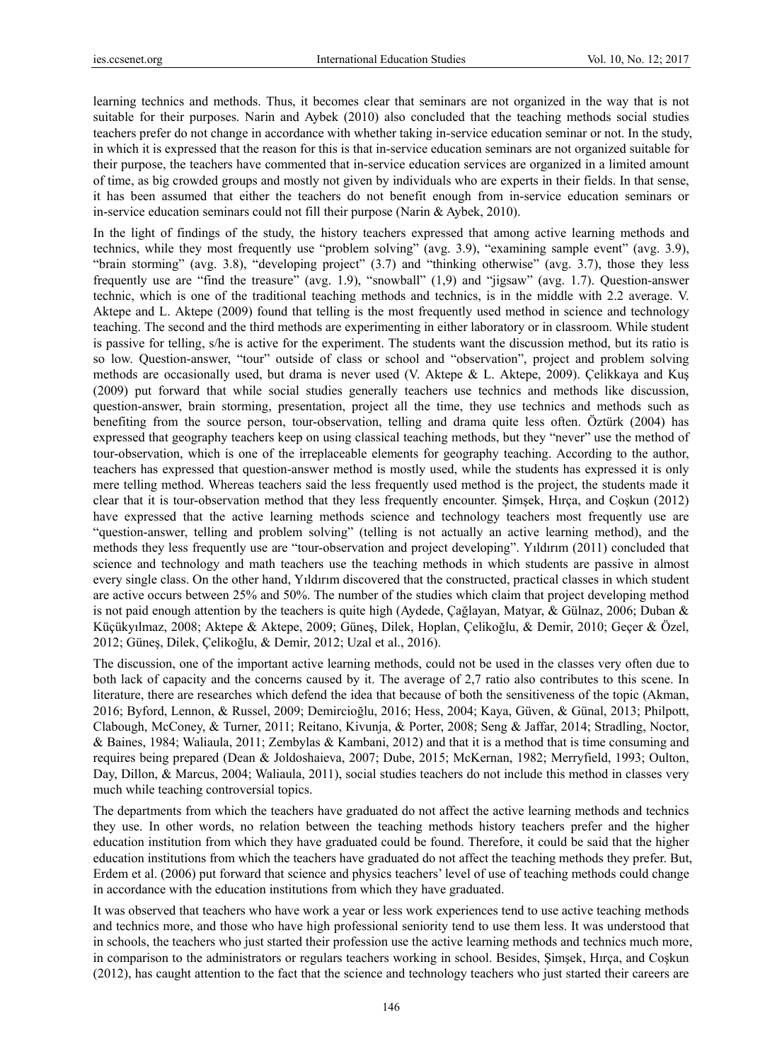learning technics and methods. Thus, it becomes clear that seminars are not organized in the way that is not suitable for their purposes. Narin and Aybek (2010) also concluded that the teaching methods social studies teachers prefer do not change in accordance with whether taking in-service education seminar or not. In the study, in which it is expressed that the reason for this is that in-service education seminars are not organized suitable for their purpose, the teachers have commented that in-service education services are organized in a limited amount of time, as big crowded groups and mostly not given by individuals who are experts in their fields. In that sense, it has been assumed that either the teachers do not benefit enough from in-service education seminars or in-service education seminars could not fill their purpose (Narin & Aybek, 2010).

In the light of findings of the study, the history teachers expressed that among active learning methods and technics, while they most frequently use "problem solving" (avg. 3.9), "examining sample event" (avg. 3.9), "brain storming" (avg. 3.8), "developing project" (3.7) and "thinking otherwise" (avg. 3.7), those they less frequently use are "find the treasure" (avg. 1.9), "snowball" (1,9) and "jigsaw" (avg. 1.7). Question-answer technic, which is one of the traditional teaching methods and technics, is in the middle with 2.2 average. V. Aktepe and L. Aktepe (2009) found that telling is the most frequently used method in science and technology teaching. The second and the third methods are experimenting in either laboratory or in classroom. While student is passive for telling, s/he is active for the experiment. The students want the discussion method, but its ratio is so low. Question-answer, "tour" outside of class or school and "observation", project and problem solving methods are occasionally used, but drama is never used (V. Aktepe & L. Aktepe, 2009). Çelikkaya and Kuş (2009) put forward that while social studies generally teachers use technics and methods like discussion, question-answer, brain storming, presentation, project all the time, they use technics and methods such as benefiting from the source person, tour-observation, telling and drama quite less often. Öztürk (2004) has expressed that geography teachers keep on using classical teaching methods, but they "never" use the method of tour-observation, which is one of the irreplaceable elements for geography teaching. According to the author, teachers has expressed that question-answer method is mostly used, while the students has expressed it is only mere telling method. Whereas teachers said the less frequently used method is the project, the students made it clear that it is tour-observation method that they less frequently encounter. Şimşek, Hırça, and Coşkun (2012) have expressed that the active learning methods science and technology teachers most frequently use are "question-answer, telling and problem solving" (telling is not actually an active learning method), and the methods they less frequently use are "tour-observation and project developing". Yıldırım (2011) concluded that science and technology and math teachers use the teaching methods in which students are passive in almost every single class. On the other hand, Yıldırım discovered that the constructed, practical classes in which student are active occurs between 25% and 50%. The number of the studies which claim that project developing method is not paid enough attention by the teachers is quite high (Aydede, Çağlayan, Matyar, & Gülnaz, 2006; Duban & Küçükyılmaz, 2008; Aktepe & Aktepe, 2009; Güneş, Dilek, Hoplan, Çelikoğlu, & Demir, 2010; Geçer & Özel, 2012; Güneş, Dilek, Çelikoğlu, & Demir, 2012; Uzal et al., 2016).

The discussion, one of the important active learning methods, could not be used in the classes very often due to both lack of capacity and the concerns caused by it. The average of 2,7 ratio also contributes to this scene. In literature, there are researches which defend the idea that because of both the sensitiveness of the topic (Akman, 2016; Byford, Lennon, & Russel, 2009; Demircioğlu, 2016; Hess, 2004; Kaya, Güven, & Günal, 2013; Philpott, Clabough, McConey, & Turner, 2011; Reitano, Kivunja, & Porter, 2008; Seng & Jaffar, 2014; Stradling, Noctor, & Baines, 1984; Waliaula, 2011; Zembylas & Kambani, 2012) and that it is a method that is time consuming and requires being prepared (Dean & Joldoshaieva, 2007; Dube, 2015; McKernan, 1982; Merryfield, 1993; Oulton, Day, Dillon, & Marcus, 2004; Waliaula, 2011), social studies teachers do not include this method in classes very much while teaching controversial topics.

The departments from which the teachers have graduated do not affect the active learning methods and technics they use. In other words, no relation between the teaching methods history teachers prefer and the higher education institution from which they have graduated could be found. Therefore, it could be said that the higher education institutions from which the teachers have graduated do not affect the teaching methods they prefer. But, Erdem et al. (2006) put forward that science and physics teachers' level of use of teaching methods could change in accordance with the education institutions from which they have graduated.

It was observed that teachers who have work a year or less work experiences tend to use active teaching methods and technics more, and those who have high professional seniority tend to use them less. It was understood that in schools, the teachers who just started their profession use the active learning methods and technics much more, in comparison to the administrators or regulars teachers working in school. Besides, Şimşek, Hırça, and Coşkun (2012), has caught attention to the fact that the science and technology teachers who just started their careers are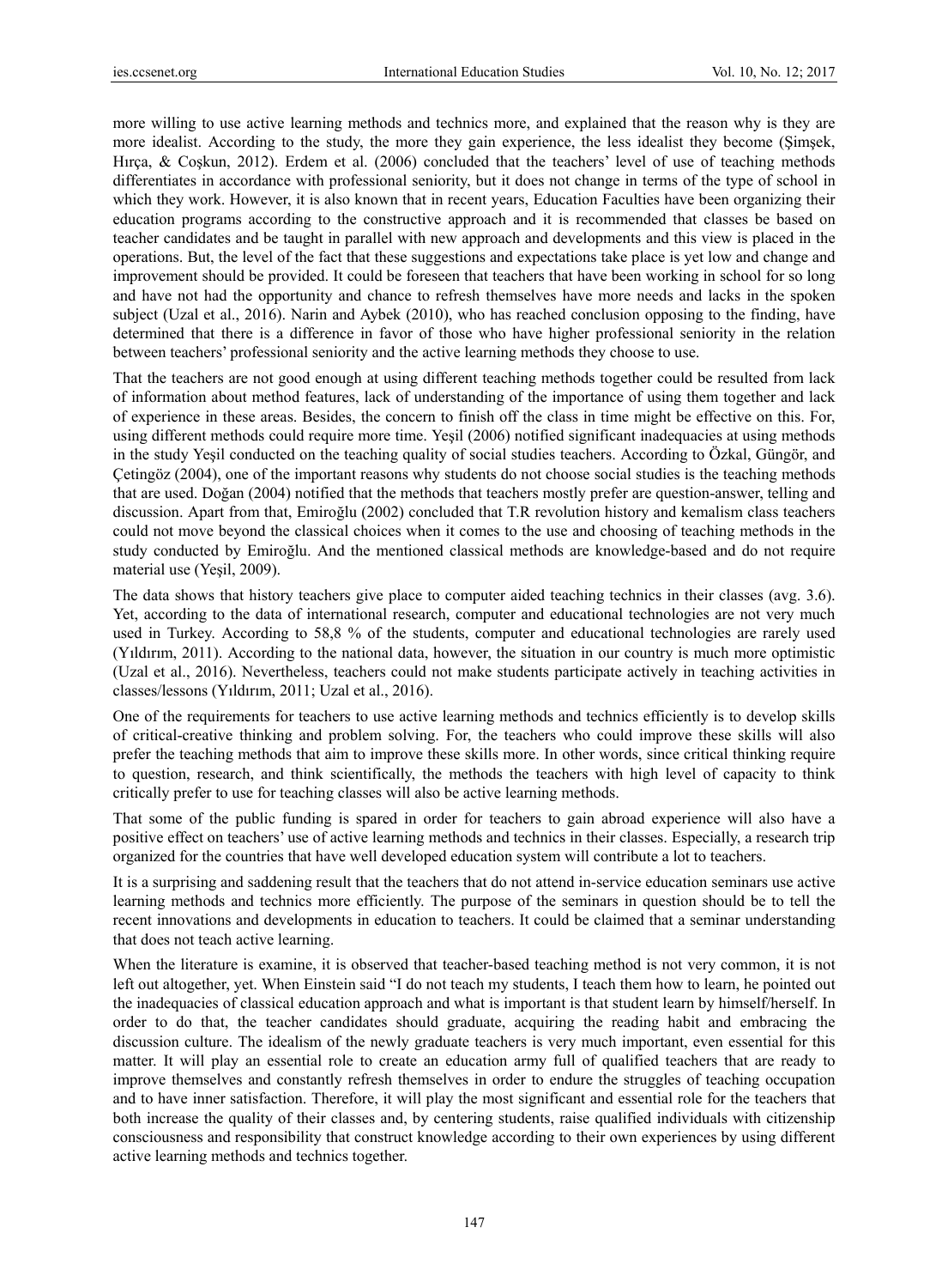more willing to use active learning methods and technics more, and explained that the reason why is they are more idealist. According to the study, the more they gain experience, the less idealist they become (Şimşek, Hırça, & Coşkun, 2012). Erdem et al. (2006) concluded that the teachers' level of use of teaching methods differentiates in accordance with professional seniority, but it does not change in terms of the type of school in which they work. However, it is also known that in recent years, Education Faculties have been organizing their education programs according to the constructive approach and it is recommended that classes be based on teacher candidates and be taught in parallel with new approach and developments and this view is placed in the operations. But, the level of the fact that these suggestions and expectations take place is yet low and change and improvement should be provided. It could be foreseen that teachers that have been working in school for so long and have not had the opportunity and chance to refresh themselves have more needs and lacks in the spoken subject (Uzal et al., 2016). Narin and Aybek (2010), who has reached conclusion opposing to the finding, have determined that there is a difference in favor of those who have higher professional seniority in the relation between teachers' professional seniority and the active learning methods they choose to use.

That the teachers are not good enough at using different teaching methods together could be resulted from lack of information about method features, lack of understanding of the importance of using them together and lack of experience in these areas. Besides, the concern to finish off the class in time might be effective on this. For, using different methods could require more time. Yeşil (2006) notified significant inadequacies at using methods in the study Yeşil conducted on the teaching quality of social studies teachers. According to Özkal, Güngör, and Çetingöz (2004), one of the important reasons why students do not choose social studies is the teaching methods that are used. Doğan (2004) notified that the methods that teachers mostly prefer are question-answer, telling and discussion. Apart from that, Emiroğlu (2002) concluded that T.R revolution history and kemalism class teachers could not move beyond the classical choices when it comes to the use and choosing of teaching methods in the study conducted by Emiroğlu. And the mentioned classical methods are knowledge-based and do not require material use (Yeşil, 2009).

The data shows that history teachers give place to computer aided teaching technics in their classes (avg. 3.6). Yet, according to the data of international research, computer and educational technologies are not very much used in Turkey. According to 58,8 % of the students, computer and educational technologies are rarely used (Yıldırım, 2011). According to the national data, however, the situation in our country is much more optimistic (Uzal et al., 2016). Nevertheless, teachers could not make students participate actively in teaching activities in classes/lessons (Yıldırım, 2011; Uzal et al., 2016).

One of the requirements for teachers to use active learning methods and technics efficiently is to develop skills of critical-creative thinking and problem solving. For, the teachers who could improve these skills will also prefer the teaching methods that aim to improve these skills more. In other words, since critical thinking require to question, research, and think scientifically, the methods the teachers with high level of capacity to think critically prefer to use for teaching classes will also be active learning methods.

That some of the public funding is spared in order for teachers to gain abroad experience will also have a positive effect on teachers' use of active learning methods and technics in their classes. Especially, a research trip organized for the countries that have well developed education system will contribute a lot to teachers.

It is a surprising and saddening result that the teachers that do not attend in-service education seminars use active learning methods and technics more efficiently. The purpose of the seminars in question should be to tell the recent innovations and developments in education to teachers. It could be claimed that a seminar understanding that does not teach active learning.

When the literature is examine, it is observed that teacher-based teaching method is not very common, it is not left out altogether, yet. When Einstein said "I do not teach my students, I teach them how to learn, he pointed out the inadequacies of classical education approach and what is important is that student learn by himself/herself. In order to do that, the teacher candidates should graduate, acquiring the reading habit and embracing the discussion culture. The idealism of the newly graduate teachers is very much important, even essential for this matter. It will play an essential role to create an education army full of qualified teachers that are ready to improve themselves and constantly refresh themselves in order to endure the struggles of teaching occupation and to have inner satisfaction. Therefore, it will play the most significant and essential role for the teachers that both increase the quality of their classes and, by centering students, raise qualified individuals with citizenship consciousness and responsibility that construct knowledge according to their own experiences by using different active learning methods and technics together.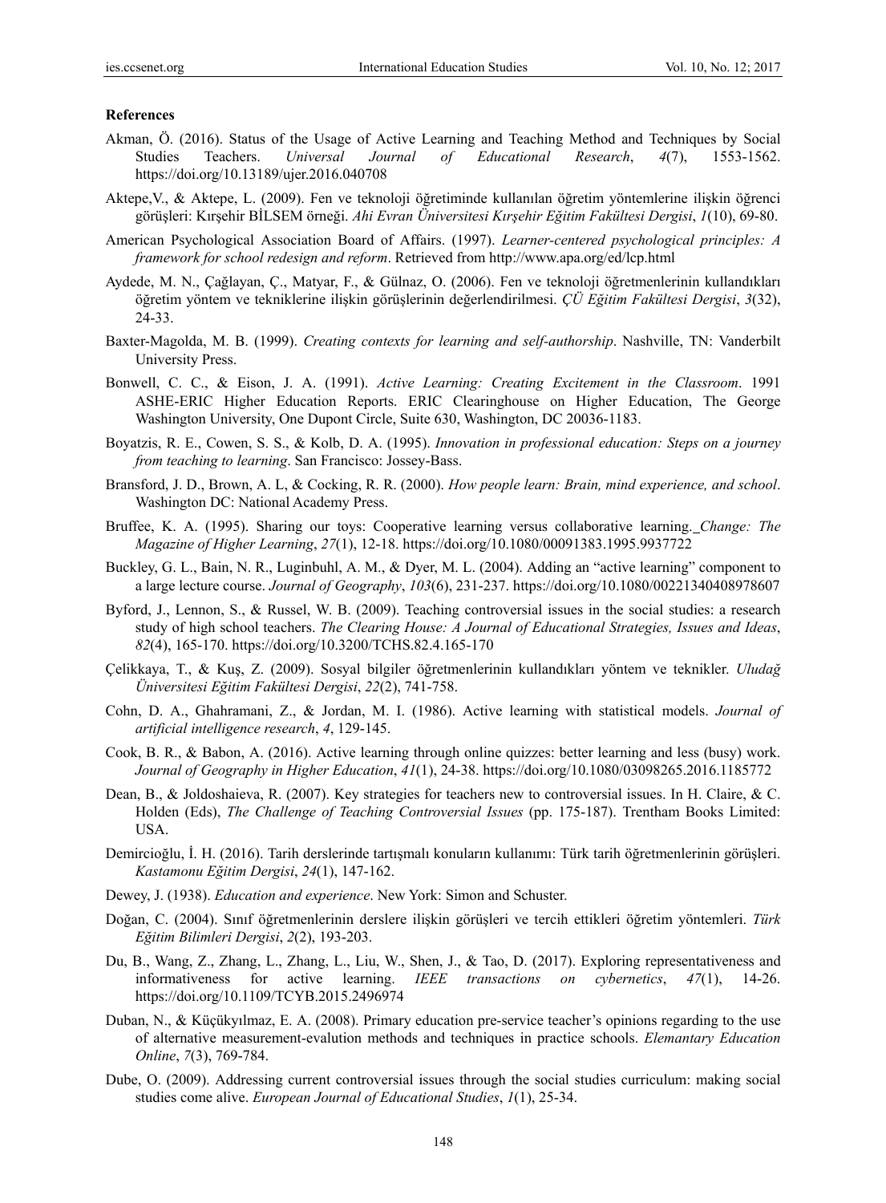**References**

Akman, Ö. (2016). Status of the Usage of Active Learning and Teaching Method and Techniques by Social Studies Teachers. *Universal Journal of Educational Research*, *4*(7), 1553-1562. https://doi.org/10.13189/ujer.2016.040708

Aktepe,V., & Aktepe, L. (2009). Fen ve teknoloji öğretiminde kullanılan öğretim yöntemlerine ilişkin öğrenci görüşleri: Kırşehir BİLSEM örneği. *Ahi Evran Üniversitesi Kırşehir Eğitim Fakültesi Dergisi*, *1*(10), 69-80.

American Psychological Association Board of Affairs. (1997). *Learner-centered psychological principles: A framework for school redesign and reform*. Retrieved from http://www.apa.org/ed/lcp.html

Aydede, M. N., Çağlayan, Ç., Matyar, F., & Gülnaz, O. (2006). Fen ve teknoloji öğretmenlerinin kullandıkları öğretim yöntem ve tekniklerine ilişkin görüşlerinin değerlendirilmesi. *ÇÜ Eğitim Fakültesi Dergisi*, *3*(32), 24-33.

Baxter-Magolda, M. B. (1999). *Creating contexts for learning and self-authorship*. Nashville, TN: Vanderbilt University Press.

Bonwell, C. C., & Eison, J. A. (1991). *Active Learning: Creating Excitement in the Classroom*. 1991 ASHE-ERIC Higher Education Reports. ERIC Clearinghouse on Higher Education, The George Washington University, One Dupont Circle, Suite 630, Washington, DC 20036-1183.

Boyatzis, R. E., Cowen, S. S., & Kolb, D. A. (1995). *Innovation in professional education: Steps on a journey from teaching to learning*. San Francisco: Jossey-Bass.

Bransford, J. D., Brown, A. L, & Cocking, R. R. (2000). *How people learn: Brain, mind experience, and school*. Washington DC: National Academy Press.

Bruffee, K. A. (1995). Sharing our toys: Cooperative learning versus collaborative learning. *Change: The Magazine of Higher Learning*, *27*(1), 12-18. https://doi.org/10.1080/00091383.1995.9937722

Buckley, G. L., Bain, N. R., Luginbuhl, A. M., & Dyer, M. L. (2004). Adding an "active learning" component to a large lecture course. *Journal of Geography*, *103*(6), 231-237. https://doi.org/10.1080/00221340408978607

Byford, J., Lennon, S., & Russel, W. B. (2009). Teaching controversial issues in the social studies: a research study of high school teachers. *The Clearing House: A Journal of Educational Strategies, Issues and Ideas*, *82*(4), 165-170. https://doi.org/10.3200/TCHS.82.4.165-170

Çelikkaya, T., & Kuş, Z. (2009). Sosyal bilgiler öğretmenlerinin kullandıkları yöntem ve teknikler. *Uludağ Üniversitesi Eğitim Fakültesi Dergisi*, *22*(2), 741-758.

Cohn, D. A., Ghahramani, Z., & Jordan, M. I. (1986). Active learning with statistical models. *Journal of artificial intelligence research*, *4*, 129-145.

Cook, B. R., & Babon, A. (2016). Active learning through online quizzes: better learning and less (busy) work. *Journal of Geography in Higher Education*, *41*(1), 24-38. https://doi.org/10.1080/03098265.2016.1185772

Dean, B., & Joldoshaieva, R. (2007). Key strategies for teachers new to controversial issues. In H. Claire, & C. Holden (Eds), *The Challenge of Teaching Controversial Issues* (pp. 175-187). Trentham Books Limited: USA.

Demircioğlu, İ. H. (2016). Tarih derslerinde tartışmalı konuların kullanımı: Türk tarih öğretmenlerinin görüşleri. *Kastamonu Eğitim Dergisi*, *24*(1), 147-162.

Dewey, J. (1938). *Education and experience*. New York: Simon and Schuster.

Doğan, C. (2004). Sınıf öğretmenlerinin derslere ilişkin görüşleri ve tercih ettikleri öğretim yöntemleri. *Türk Eğitim Bilimleri Dergisi*, *2*(2), 193-203.

Du, B., Wang, Z., Zhang, L., Zhang, L., Liu, W., Shen, J., & Tao, D. (2017). Exploring representativeness and informativeness for active learning. *IEEE transactions on cybernetics*, *47*(1), 14-26. https://doi.org/10.1109/TCYB.2015.2496974

Duban, N., & Küçükyılmaz, E. A. (2008). Primary education pre-service teacher's opinions regarding to the use of alternative measurement-evalution methods and techniques in practice schools. *Elemantary Education Online*, *7*(3), 769-784.

Dube, O. (2009). Addressing current controversial issues through the social studies curriculum: making social studies come alive. *European Journal of Educational Studies*, *1*(1), 25-34.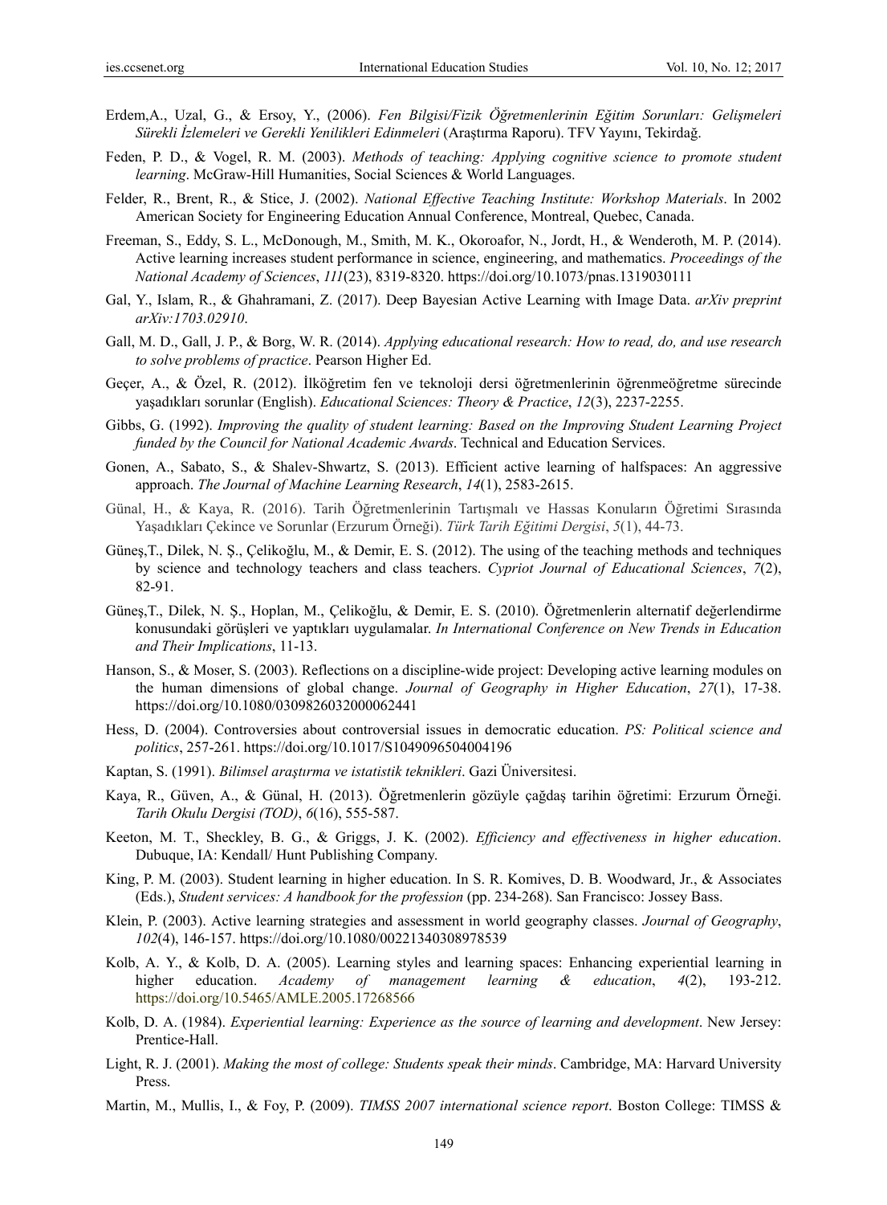Erdem,A., Uzal, G., & Ersoy, Y., (2006). *Fen Bilgisi/Fizik Öğretmenlerinin Eğitim Sorunları: Gelişmeleri Sürekli İzlemeleri ve Gerekli Yenilikleri Edinmeleri* (Araştırma Raporu). TFV Yayını, Tekirdağ.

Feden, P. D., & Vogel, R. M. (2003). *Methods of teaching: Applying cognitive science to promote student learning*. McGraw-Hill Humanities, Social Sciences & World Languages.

Felder, R., Brent, R., & Stice, J. (2002). *National Effective Teaching Institute: Workshop Materials*. In 2002 American Society for Engineering Education Annual Conference, Montreal, Quebec, Canada.

Freeman, S., Eddy, S. L., McDonough, M., Smith, M. K., Okoroafor, N., Jordt, H., & Wenderoth, M. P. (2014). Active learning increases student performance in science, engineering, and mathematics. *Proceedings of the National Academy of Sciences*, *111*(23), 8319-8320. https://doi.org/10.1073/pnas.1319030111

Gal, Y., Islam, R., & Ghahramani, Z. (2017). Deep Bayesian Active Learning with Image Data. *arXiv preprint arXiv:1703.02910*.

Gall, M. D., Gall, J. P., & Borg, W. R. (2014). *Applying educational research: How to read, do, and use research to solve problems of practice*. Pearson Higher Ed.

Geçer, A., & Özel, R. (2012). İlköğretim fen ve teknoloji dersi öğretmenlerinin öğrenmeöğretme sürecinde yaşadıkları sorunlar (English). *Educational Sciences: Theory & Practice*, *12*(3), 2237-2255.

Gibbs, G. (1992). *Improving the quality of student learning: Based on the Improving Student Learning Project funded by the Council for National Academic Awards*. Technical and Education Services.

Gonen, A., Sabato, S., & Shalev-Shwartz, S. (2013). Efficient active learning of halfspaces: An aggressive approach. *The Journal of Machine Learning Research*, *14*(1), 2583-2615.

Günal, H., & Kaya, R. (2016). Tarih Öğretmenlerinin Tartışmalı ve Hassas Konuların Öğretimi Sırasında Yaşadıkları Çekince ve Sorunlar (Erzurum Örneği). *Türk Tarih Eğitimi Dergisi*, *5*(1), 44-73.

Güneş,T., Dilek, N. Ş., Çelikoğlu, M., & Demir, E. S. (2012). The using of the teaching methods and techniques by science and technology teachers and class teachers. *Cypriot Journal of Educational Sciences*, *7*(2), 82-91.

Güneş,T., Dilek, N. Ş., Hoplan, M., Çelikoğlu, & Demir, E. S. (2010). Öğretmenlerin alternatif değerlendirme konusundaki görüşleri ve yaptıkları uygulamalar. *In International Conference on New Trends in Education and Their Implications*, 11-13.

Hanson, S., & Moser, S. (2003). Reflections on a discipline-wide project: Developing active learning modules on the human dimensions of global change. *Journal of Geography in Higher Education*, *27*(1), 17-38. https://doi.org/10.1080/0309826032000062441

Hess, D. (2004). Controversies about controversial issues in democratic education. *PS: Political science and politics*, 257-261. https://doi.org/10.1017/S1049096504004196

Kaptan, S. (1991). *Bilimsel araştırma ve istatistik teknikleri*. Gazi Üniversitesi.

Kaya, R., Güven, A., & Günal, H. (2013). Öğretmenlerin gözüyle çağdaş tarihin öğretimi: Erzurum Örneği. *Tarih Okulu Dergisi (TOD)*, *6*(16), 555-587.

Keeton, M. T., Sheckley, B. G., & Griggs, J. K. (2002). *Efficiency and effectiveness in higher education*. Dubuque, IA: Kendall/ Hunt Publishing Company.

King, P. M. (2003). Student learning in higher education. In S. R. Komives, D. B. Woodward, Jr., & Associates (Eds.), *Student services: A handbook for the profession* (pp. 234-268). San Francisco: Jossey Bass.

Klein, P. (2003). Active learning strategies and assessment in world geography classes. *Journal of Geography*, *102*(4), 146-157. https://doi.org/10.1080/00221340308978539

Kolb, A. Y., & Kolb, D. A. (2005). Learning styles and learning spaces: Enhancing experiential learning in higher education. *Academy of management learning & education*, *4*(2), 193-212. https://doi.org/10.5465/AMLE.2005.17268566

Kolb, D. A. (1984). *Experiential learning: Experience as the source of learning and development*. New Jersey: Prentice-Hall.

Light, R. J. (2001). *Making the most of college: Students speak their minds*. Cambridge, MA: Harvard University Press.

Martin, M., Mullis, I., & Foy, P. (2009). *TIMSS 2007 international science report*. Boston College: TIMSS &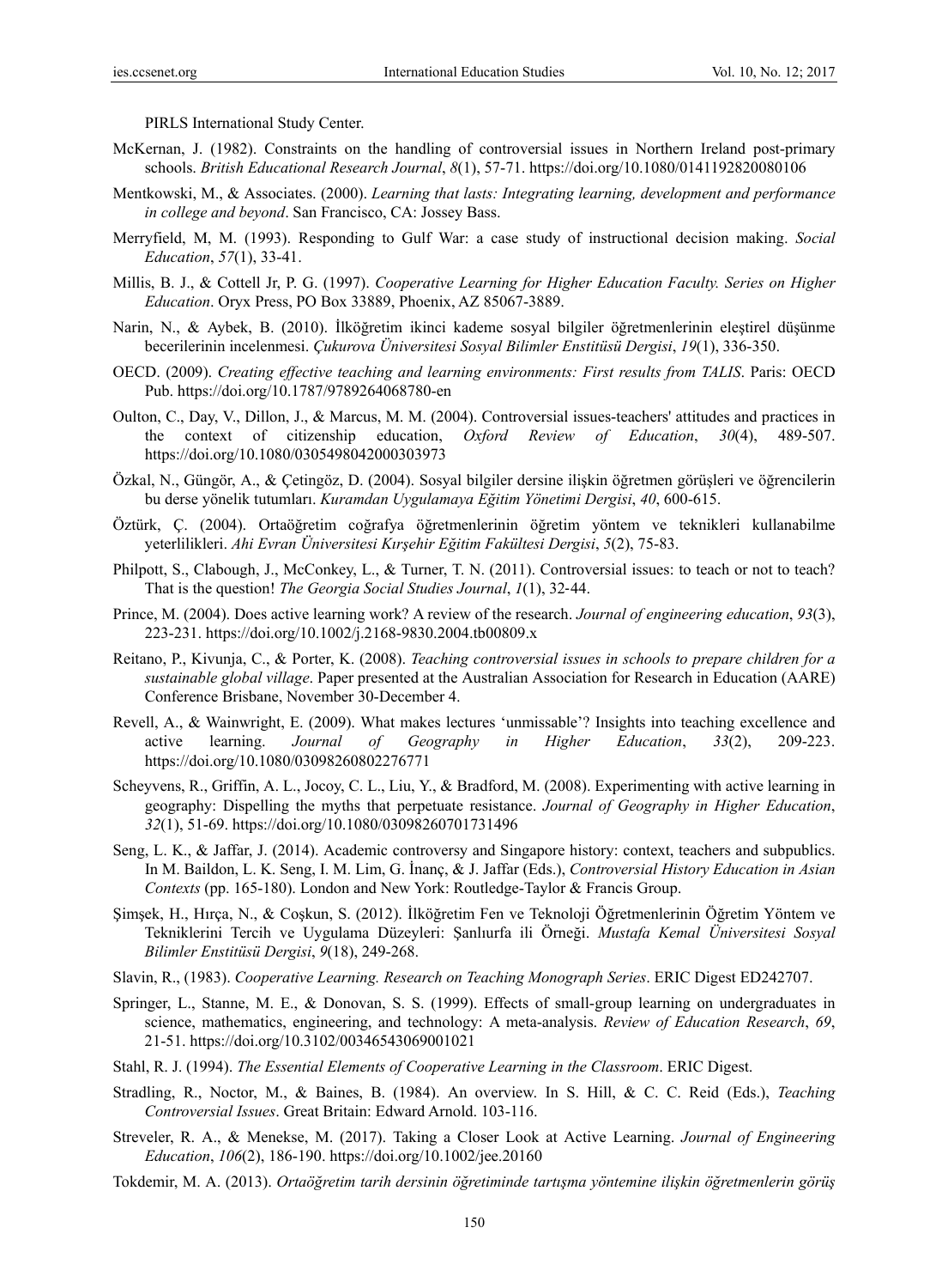PIRLS International Study Center.

McKernan, J. (1982). Constraints on the handling of controversial issues in Northern Ireland post-primary schools. *British Educational Research Journal*, *8*(1), 57-71. https://doi.org/10.1080/0141192820080106

Mentkowski, M., & Associates. (2000). *Learning that lasts: Integrating learning, development and performance in college and beyond*. San Francisco, CA: Jossey Bass.

Merryfield, M, M. (1993). Responding to Gulf War: a case study of instructional decision making. *Social Education*, *57*(1), 33-41.

Millis, B. J., & Cottell Jr, P. G. (1997). *Cooperative Learning for Higher Education Faculty. Series on Higher Education*. Oryx Press, PO Box 33889, Phoenix, AZ 85067-3889.

Narin, N., & Aybek, B. (2010). İlköğretim ikinci kademe sosyal bilgiler öğretmenlerinin eleştirel düşünme becerilerinin incelenmesi. *Çukurova Üniversitesi Sosyal Bilimler Enstitüsü Dergisi*, *19*(1), 336-350.

OECD. (2009). *Creating effective teaching and learning environments: First results from TALIS*. Paris: OECD Pub. https://doi.org/10.1787/9789264068780-en

Oulton, C., Day, V., Dillon, J., & Marcus, M. M. (2004). Controversial issues-teachers' attitudes and practices in the context of citizenship education, *Oxford Review of Education*, *30*(4), 489-507. https://doi.org/10.1080/0305498042000303973

Özkal, N., Güngör, A., & Çetingöz, D. (2004). Sosyal bilgiler dersine ilişkin öğretmen görüşleri ve öğrencilerin bu derse yönelik tutumları. *Kuramdan Uygulamaya Eğitim Yönetimi Dergisi*, *40*, 600-615.

Öztürk, Ç. (2004). Ortaöğretim coğrafya öğretmenlerinin öğretim yöntem ve teknikleri kullanabilme yeterlilikleri. *Ahi Evran Üniversitesi Kırşehir Eğitim Fakültesi Dergisi*, *5*(2), 75-83.

Philpott, S., Clabough, J., McConkey, L., & Turner, T. N. (2011). Controversial issues: to teach or not to teach? That is the question! *The Georgia Social Studies Journal*, *1*(1), 32-44.

Prince, M. (2004). Does active learning work? A review of the research. *Journal of engineering education*, *93*(3), 223-231. https://doi.org/10.1002/j.2168-9830.2004.tb00809.x

Reitano, P., Kivunja, C., & Porter, K. (2008). *Teaching controversial issues in schools to prepare children for a sustainable global village*. Paper presented at the Australian Association for Research in Education (AARE) Conference Brisbane, November 30-December 4.

Revell, A., & Wainwright, E. (2009). What makes lectures 'unmissable'? Insights into teaching excellence and active learning. *Journal of Geography in Higher Education*, *33*(2), 209-223. https://doi.org/10.1080/03098260802276771

Scheyvens, R., Griffin, A. L., Jocoy, C. L., Liu, Y., & Bradford, M. (2008). Experimenting with active learning in geography: Dispelling the myths that perpetuate resistance. *Journal of Geography in Higher Education*, *32*(1), 51-69. https://doi.org/10.1080/03098260701731496

Seng, L. K., & Jaffar, J. (2014). Academic controversy and Singapore history: context, teachers and subpublics. In M. Baildon, L. K. Seng, I. M. Lim, G. İnanç, & J. Jaffar (Eds.), *Controversial History Education in Asian Contexts* (pp. 165-180). London and New York: Routledge-Taylor & Francis Group.

Şimşek, H., Hırça, N., & Coşkun, S. (2012). İlköğretim Fen ve Teknoloji Öğretmenlerinin Öğretim Yöntem ve Tekniklerini Tercih ve Uygulama Düzeyleri: Şanlıurfa ili Örneği. *Mustafa Kemal Üniversitesi Sosyal Bilimler Enstitüsü Dergisi*, *9*(18), 249-268.

Slavin, R., (1983). *Cooperative Learning. Research on Teaching Monograph Series*. ERIC Digest ED242707.

Springer, L., Stanne, M. E., & Donovan, S. S. (1999). Effects of small-group learning on undergraduates in science, mathematics, engineering, and technology: A meta-analysis. *Review of Education Research*, *69*, 21-51. https://doi.org/10.3102/00346543069001021

Stahl, R. J. (1994). *The Essential Elements of Cooperative Learning in the Classroom*. ERIC Digest.

Stradling, R., Noctor, M., & Baines, B. (1984). An overview. In S. Hill, & C. C. Reid (Eds.), *Teaching Controversial Issues*. Great Britain: Edward Arnold. 103-116.

Streveler, R. A., & Menekse, M. (2017). Taking a Closer Look at Active Learning. *Journal of Engineering Education*, *106*(2), 186-190. https://doi.org/10.1002/jee.20160

Tokdemir, M. A. (2013). *Ortaöğretim tarih dersinin öğretiminde tartışma yöntemine ilişkin öğretmenlerin görüş*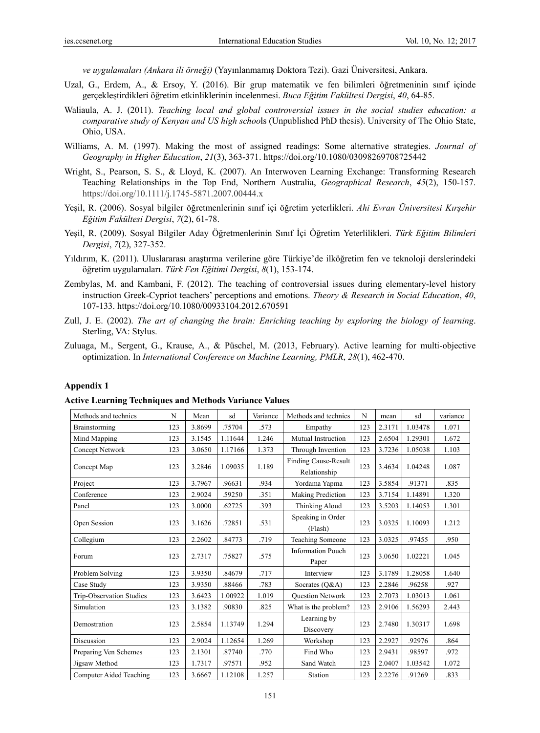*ve uygulamaları (Ankara ili örneği)* (Yayınlanmamış Doktora Tezi). Gazi Üniversitesi, Ankara.

Uzal, G., Erdem, A., & Ersoy, Y. (2016). Bir grup matematik ve fen bilimleri öğretmeninin sınıf içinde gerçekleştirdikleri öğretim etkinliklerinin incelenmesi. *Buca Eğitim Fakültesi Dergisi*, *40*, 64-85.

Waliaula, A. J. (2011). *Teaching local and global controversial issues in the social studies education: a comparative study of Kenyan and US high schoo*ls (Unpublished PhD thesis). University of The Ohio State, Ohio, USA.

Williams, A. M. (1997). Making the most of assigned readings: Some alternative strategies. *Journal of Geography in Higher Education*, *21*(3), 363-371. https://doi.org/10.1080/03098269708725442

Wright, S., Pearson, S. S., & Lloyd, K. (2007). An Interwoven Learning Exchange: Transforming Research Teaching Relationships in the Top End, Northern Australia, *Geographical Research*, *45*(2), 150-157. https://doi.org/10.1111/j.1745-5871.2007.00444.x

Yeşil, R. (2006). Sosyal bilgiler öğretmenlerinin sınıf içi öğretim yeterlikleri. *Ahi Evran Üniversitesi Kırşehir Eğitim Fakültesi Dergisi*, *7*(2), 61-78.

Yeşil, R. (2009). Sosyal Bilgiler Aday Öğretmenlerinin Sınıf İçi Öğretim Yeterlilikleri. *Türk Eğitim Bilimleri Dergisi*, *7*(2), 327-352.

Yıldırım, K. (2011). Uluslararası araştırma verilerine göre Türkiye'de ilköğretim fen ve teknoloji derslerindeki öğretim uygulamaları. *Türk Fen Eğitimi Dergisi*, *8*(1), 153-174.

Zembylas, M. and Kambani, F. (2012). The teaching of controversial issues during elementary-level history instruction Greek-Cypriot teachers' perceptions and emotions. *Theory & Research in Social Education*, *40*, 107-133. https://doi.org/10.1080/00933104.2012.670591

Zull, J. E. (2002). *The art of changing the brain: Enriching teaching by exploring the biology of learning*. Sterling, VA: Stylus.

Zuluaga, M., Sergent, G., Krause, A., & Püschel, M. (2013, February). Active learning for multi-objective optimization. In *International Conference on Machine Learning, PMLR*, *28*(1), 462-470.

### Appendix 1

**Active Learning Techniques and Methods Variance Values**

| Methods and technics | N | Mean | sd | Variance | Methods and technics | N | mean | sd | variance |
|---|---|---|---|---|---|---|---|---|---|
| Brainstorming | 123 | 3.8699 | .75704 | .573 | Empathy | 123 | 2.3171 | 1.03478 | 1.071 |
| Mind Mapping | 123 | 3.1545 | 1.11644 | 1.246 | Mutual Instruction | 123 | 2.6504 | 1.29301 | 1.672 |
| Concept Network | 123 | 3.0650 | 1.17166 | 1.373 | Through Invention | 123 | 3.7236 | 1.05038 | 1.103 |
| Concept Map | 123 | 3.2846 | 1.09035 | 1.189 | Finding Cause-Result Relationship | 123 | 3.4634 | 1.04248 | 1.087 |
| Project | 123 | 3.7967 | .96631 | .934 | Yordama Yapma | 123 | 3.5854 | .91371 | .835 |
| Conference | 123 | 2.9024 | .59250 | .351 | Making Prediction | 123 | 3.7154 | 1.14891 | 1.320 |
| Panel | 123 | 3.0000 | .62725 | .393 | Thinking Aloud | 123 | 3.5203 | 1.14053 | 1.301 |
| Open Session | 123 | 3.1626 | .72851 | .531 | Speaking in Order (Flash) | 123 | 3.0325 | 1.10093 | 1.212 |
| Collegium | 123 | 2.2602 | .84773 | .719 | Teaching Someone | 123 | 3.0325 | .97455 | .950 |
| Forum | 123 | 2.7317 | .75827 | .575 | Information Pouch Paper | 123 | 3.0650 | 1.02221 | 1.045 |
| Problem Solving | 123 | 3.9350 | .84679 | .717 | Interview | 123 | 3.1789 | 1.28058 | 1.640 |
| Case Study | 123 | 3.9350 | .88466 | .783 | Socrates (Q&A) | 123 | 2.2846 | .96258 | .927 |
| Trip-Observation Studies | 123 | 3.6423 | 1.00922 | 1.019 | Question Network | 123 | 2.7073 | 1.03013 | 1.061 |
| Simulation | 123 | 3.1382 | .90830 | .825 | What is the problem? | 123 | 2.9106 | 1.56293 | 2.443 |
| Demostration | 123 | 2.5854 | 1.13749 | 1.294 | Learning by Discovery | 123 | 2.7480 | 1.30317 | 1.698 |
| Discussion | 123 | 2.9024 | 1.12654 | 1.269 | Workshop | 123 | 2.2927 | .92976 | .864 |
| Preparing Ven Schemes | 123 | 2.1301 | .87740 | .770 | Find Who | 123 | 2.9431 | .98597 | .972 |
| Jigsaw Method | 123 | 1.7317 | .97571 | .952 | Sand Watch | 123 | 2.0407 | 1.03542 | 1.072 |
| Computer Aided Teaching | 123 | 3.6667 | 1.12108 | 1.257 | Station | 123 | 2.2276 | .91269 | .833 |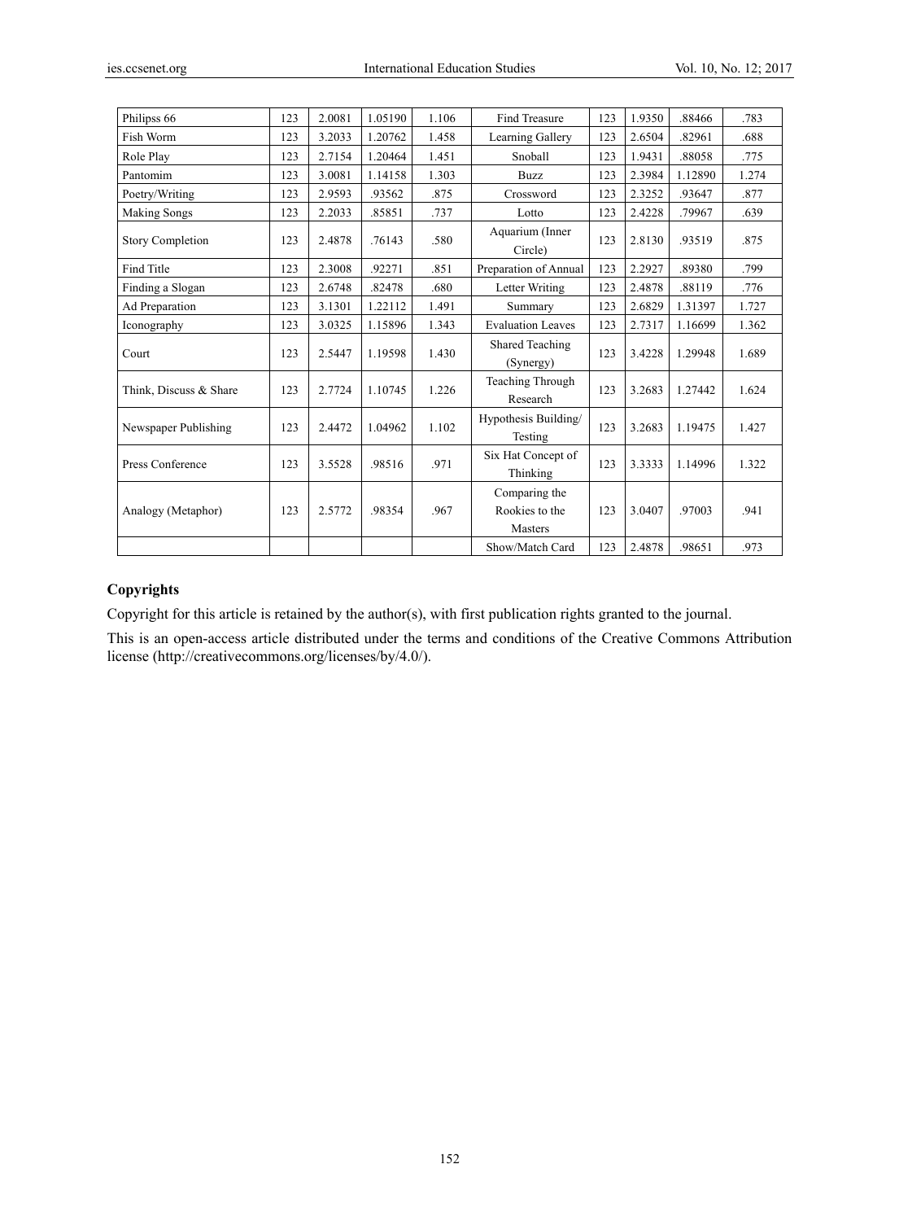| | | | | | | | | | |
|---|---|---|---|---|---|---|---|---|---|
| Philipss 66 | 123 | 2.0081 | 1.05190 | 1.106 | Find Treasure | 123 | 1.9350 | .88466 | .783 |
| Fish Worm | 123 | 3.2033 | 1.20762 | 1.458 | Learning Gallery | 123 | 2.6504 | .82961 | .688 |
| Role Play | 123 | 2.7154 | 1.20464 | 1.451 | Snoball | 123 | 1.9431 | .88058 | .775 |
| Pantomim | 123 | 3.0081 | 1.14158 | 1.303 | Buzz | 123 | 2.3984 | 1.12890 | 1.274 |
| Poetry/Writing | 123 | 2.9593 | .93562 | .875 | Crossword | 123 | 2.3252 | .93647 | .877 |
| Making Songs | 123 | 2.2033 | .85851 | .737 | Lotto | 123 | 2.4228 | .79967 | .639 |
| Story Completion | 123 | 2.4878 | .76143 | .580 | Aquarium (Inner Circle) | 123 | 2.8130 | .93519 | .875 |
| Find Title | 123 | 2.3008 | .92271 | .851 | Preparation of Annual | 123 | 2.2927 | .89380 | .799 |
| Finding a Slogan | 123 | 2.6748 | .82478 | .680 | Letter Writing | 123 | 2.4878 | .88119 | .776 |
| Ad Preparation | 123 | 3.1301 | 1.22112 | 1.491 | Summary | 123 | 2.6829 | 1.31397 | 1.727 |
| Iconography | 123 | 3.0325 | 1.15896 | 1.343 | Evaluation Leaves | 123 | 2.7317 | 1.16699 | 1.362 |
| Court | 123 | 2.5447 | 1.19598 | 1.430 | Shared Teaching (Synergy) | 123 | 3.4228 | 1.29948 | 1.689 |
| Think, Discuss & Share | 123 | 2.7724 | 1.10745 | 1.226 | Teaching Through Research | 123 | 3.2683 | 1.27442 | 1.624 |
| Newspaper Publishing | 123 | 2.4472 | 1.04962 | 1.102 | Hypothesis Building/ Testing | 123 | 3.2683 | 1.19475 | 1.427 |
| Press Conference | 123 | 3.5528 | .98516 | .971 | Six Hat Concept of Thinking | 123 | 3.3333 | 1.14996 | 1.322 |
| Analogy (Metaphor) | 123 | 2.5772 | .98354 | .967 | Comparing the Rookies to the Masters | 123 | 3.0407 | .97003 | .941 |
| | | | | | Show/Match Card | 123 | 2.4878 | .98651 | .973 |

## Copyrights

Copyright for this article is retained by the author(s), with first publication rights granted to the journal.

This is an open-access article distributed under the terms and conditions of the Creative Commons Attribution license (http://creativecommons.org/licenses/by/4.0/).